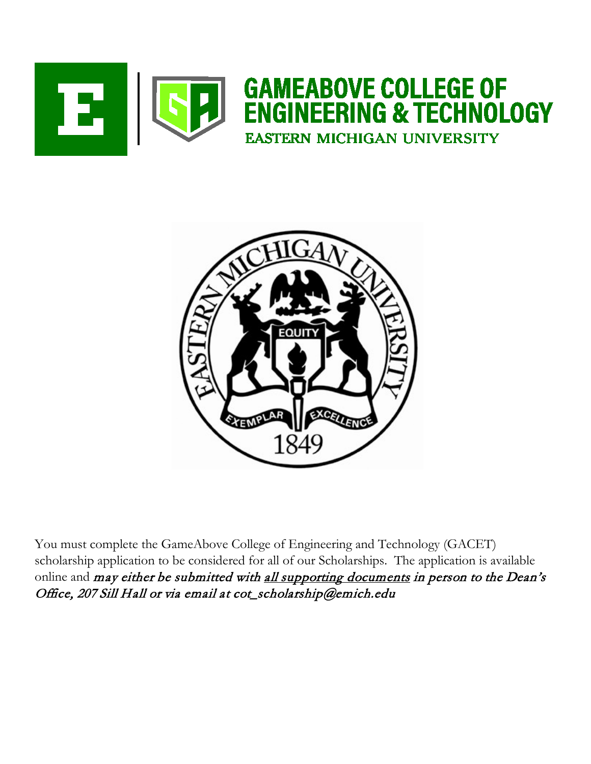# GAMEABOVE COLLEGE OF ENGINEERING & TECHNOLOGY

EASTERN MICHIGAN UNIVERSITY

You must complete the GameAbove College of Engineering and Technology (GACET) scholarship application to be considered for all of our Scholarships. The application is available online and ***may either be submitted with <u>all supporting documents</u> in person to the Dean's Office, 207 Sill Hall or via email at cot_scholarship@emich.edu***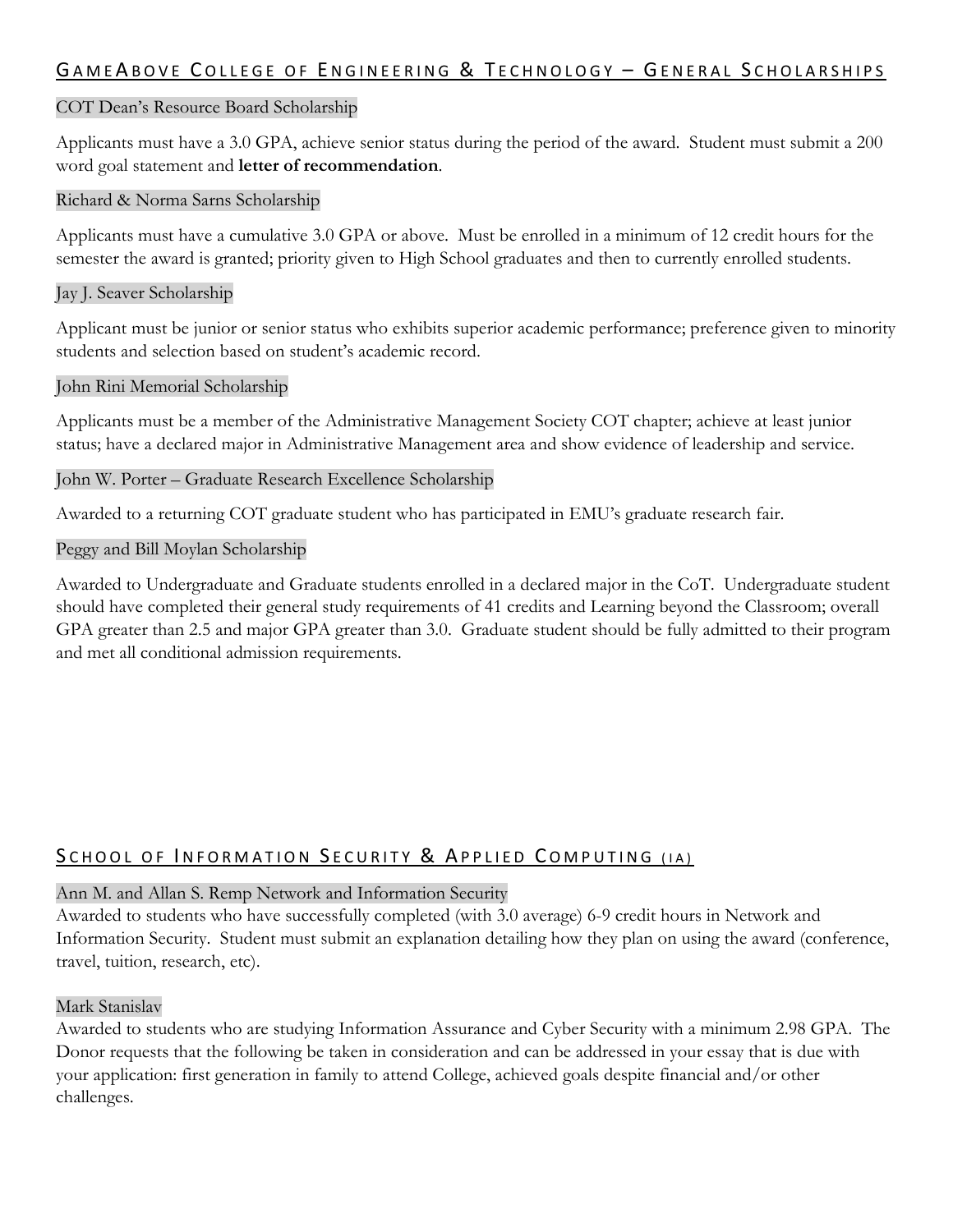## GameAbove College of Engineering & Technology – General Scholarships

### COT Dean's Resource Board Scholarship

Applicants must have a 3.0 GPA, achieve senior status during the period of the award. Student must submit a 200 word goal statement and **letter of recommendation**.

### Richard & Norma Sarns Scholarship

Applicants must have a cumulative 3.0 GPA or above. Must be enrolled in a minimum of 12 credit hours for the semester the award is granted; priority given to High School graduates and then to currently enrolled students.

### Jay J. Seaver Scholarship

Applicant must be junior or senior status who exhibits superior academic performance; preference given to minority students and selection based on student's academic record.

### John Rini Memorial Scholarship

Applicants must be a member of the Administrative Management Society COT chapter; achieve at least junior status; have a declared major in Administrative Management area and show evidence of leadership and service.

### John W. Porter – Graduate Research Excellence Scholarship

Awarded to a returning COT graduate student who has participated in EMU's graduate research fair.

### Peggy and Bill Moylan Scholarship

Awarded to Undergraduate and Graduate students enrolled in a declared major in the CoT. Undergraduate student should have completed their general study requirements of 41 credits and Learning beyond the Classroom; overall GPA greater than 2.5 and major GPA greater than 3.0. Graduate student should be fully admitted to their program and met all conditional admission requirements.

## School of Information Security & Applied Computing (IA)

### Ann M. and Allan S. Remp Network and Information Security

Awarded to students who have successfully completed (with 3.0 average) 6-9 credit hours in Network and Information Security. Student must submit an explanation detailing how they plan on using the award (conference, travel, tuition, research, etc).

### Mark Stanislav

Awarded to students who are studying Information Assurance and Cyber Security with a minimum 2.98 GPA. The Donor requests that the following be taken in consideration and can be addressed in your essay that is due with your application: first generation in family to attend College, achieved goals despite financial and/or other challenges.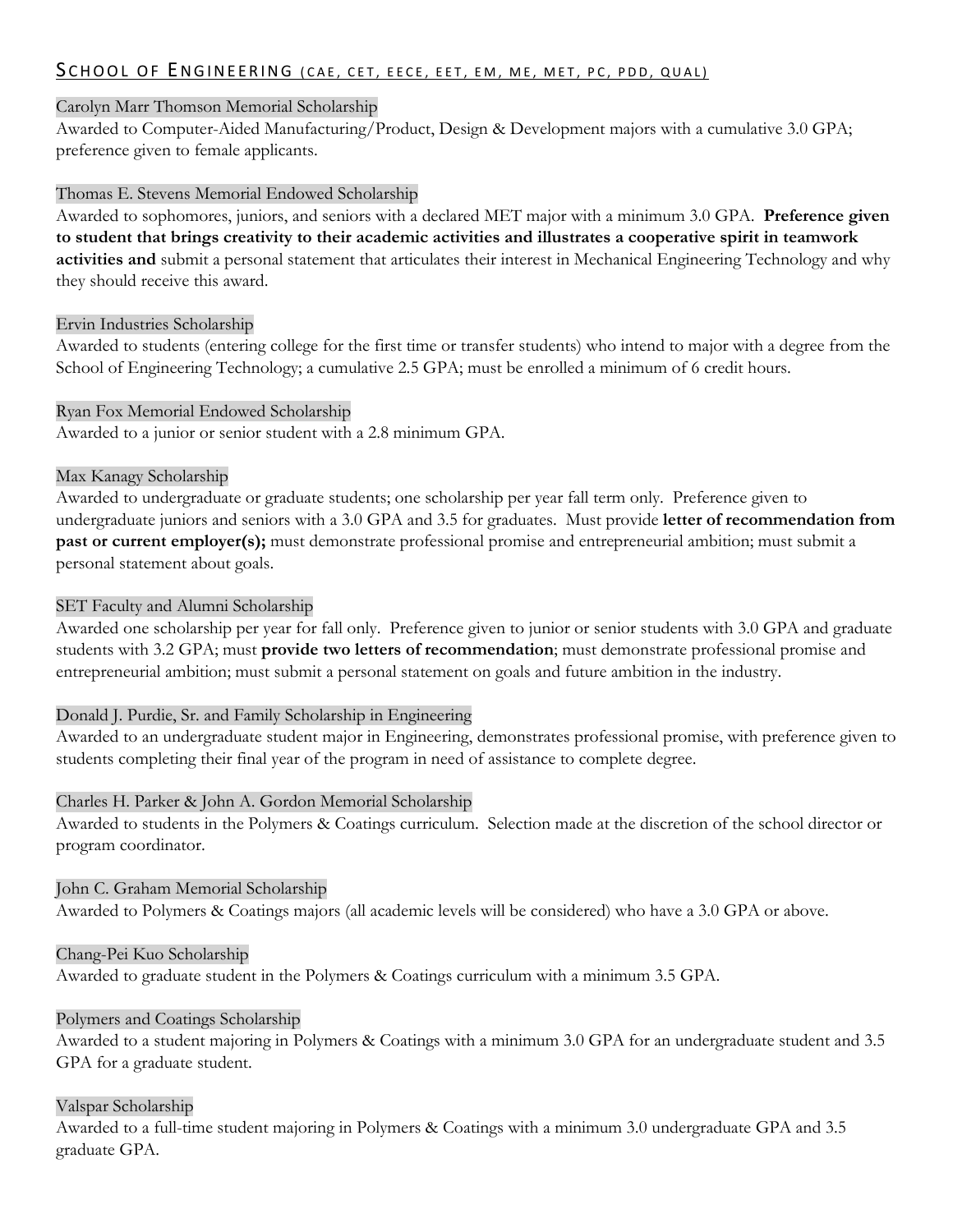## School of Engineering (CAE, CET, EECE, EET, EM, ME, MET, PC, PDD, QUAL)

### Carolyn Marr Thomson Memorial Scholarship

Awarded to Computer-Aided Manufacturing/Product, Design & Development majors with a cumulative 3.0 GPA; preference given to female applicants.

### Thomas E. Stevens Memorial Endowed Scholarship

Awarded to sophomores, juniors, and seniors with a declared MET major with a minimum 3.0 GPA. **Preference given to student that brings creativity to their academic activities and illustrates a cooperative spirit in teamwork activities and** submit a personal statement that articulates their interest in Mechanical Engineering Technology and why they should receive this award.

### Ervin Industries Scholarship

Awarded to students (entering college for the first time or transfer students) who intend to major with a degree from the School of Engineering Technology; a cumulative 2.5 GPA; must be enrolled a minimum of 6 credit hours.

### Ryan Fox Memorial Endowed Scholarship

Awarded to a junior or senior student with a 2.8 minimum GPA.

### Max Kanagy Scholarship

Awarded to undergraduate or graduate students; one scholarship per year fall term only. Preference given to undergraduate juniors and seniors with a 3.0 GPA and 3.5 for graduates. Must provide **letter of recommendation from past or current employer(s);** must demonstrate professional promise and entrepreneurial ambition; must submit a personal statement about goals.

### SET Faculty and Alumni Scholarship

Awarded one scholarship per year for fall only. Preference given to junior or senior students with 3.0 GPA and graduate students with 3.2 GPA; must **provide two letters of recommendation**; must demonstrate professional promise and entrepreneurial ambition; must submit a personal statement on goals and future ambition in the industry.

### Donald J. Purdie, Sr. and Family Scholarship in Engineering

Awarded to an undergraduate student major in Engineering, demonstrates professional promise, with preference given to students completing their final year of the program in need of assistance to complete degree.

### Charles H. Parker & John A. Gordon Memorial Scholarship

Awarded to students in the Polymers & Coatings curriculum. Selection made at the discretion of the school director or program coordinator.

### John C. Graham Memorial Scholarship

Awarded to Polymers & Coatings majors (all academic levels will be considered) who have a 3.0 GPA or above.

### Chang-Pei Kuo Scholarship

Awarded to graduate student in the Polymers & Coatings curriculum with a minimum 3.5 GPA.

### Polymers and Coatings Scholarship

Awarded to a student majoring in Polymers & Coatings with a minimum 3.0 GPA for an undergraduate student and 3.5 GPA for a graduate student.

### Valspar Scholarship

Awarded to a full-time student majoring in Polymers & Coatings with a minimum 3.0 undergraduate GPA and 3.5 graduate GPA.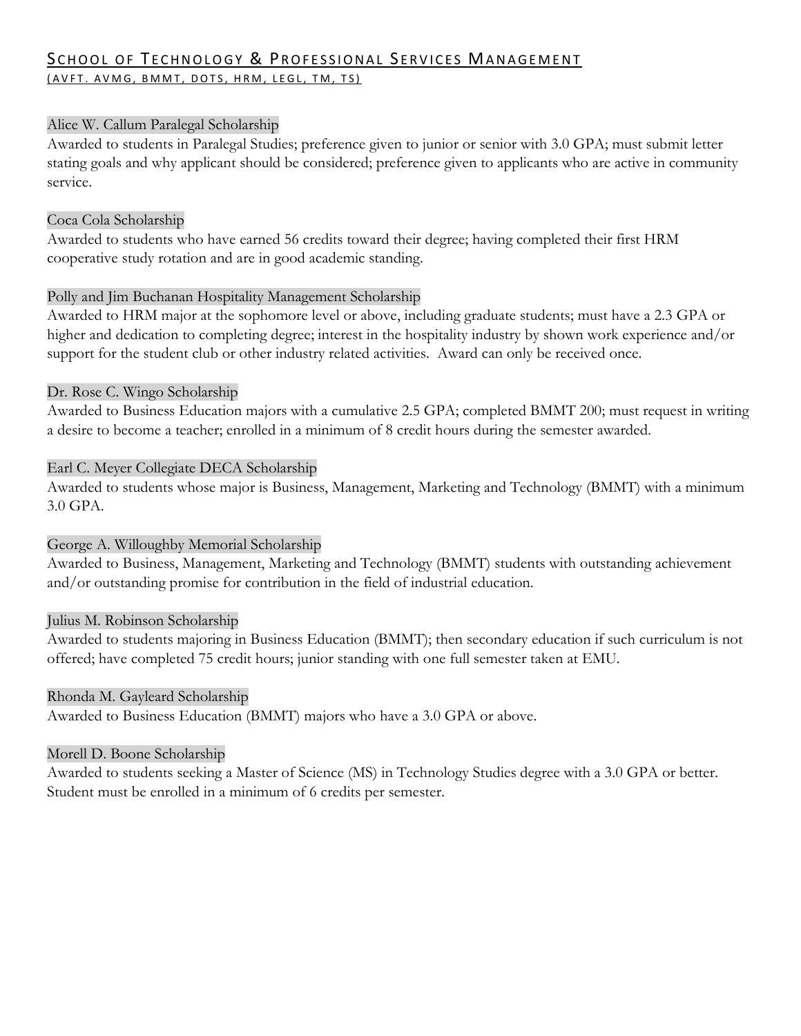## School of Technology & Professional Services Management

(AVFT. AVMG, BMMT, DOTS, HRM, LEGL, TM, TS)

### Alice W. Callum Paralegal Scholarship

Awarded to students in Paralegal Studies; preference given to junior or senior with 3.0 GPA; must submit letter stating goals and why applicant should be considered; preference given to applicants who are active in community service.

### Coca Cola Scholarship

Awarded to students who have earned 56 credits toward their degree; having completed their first HRM cooperative study rotation and are in good academic standing.

### Polly and Jim Buchanan Hospitality Management Scholarship

Awarded to HRM major at the sophomore level or above, including graduate students; must have a 2.3 GPA or higher and dedication to completing degree; interest in the hospitality industry by shown work experience and/or support for the student club or other industry related activities. Award can only be received once.

### Dr. Rose C. Wingo Scholarship

Awarded to Business Education majors with a cumulative 2.5 GPA; completed BMMT 200; must request in writing a desire to become a teacher; enrolled in a minimum of 8 credit hours during the semester awarded.

### Earl C. Meyer Collegiate DECA Scholarship

Awarded to students whose major is Business, Management, Marketing and Technology (BMMT) with a minimum 3.0 GPA.

### George A. Willoughby Memorial Scholarship

Awarded to Business, Management, Marketing and Technology (BMMT) students with outstanding achievement and/or outstanding promise for contribution in the field of industrial education.

### Julius M. Robinson Scholarship

Awarded to students majoring in Business Education (BMMT); then secondary education if such curriculum is not offered; have completed 75 credit hours; junior standing with one full semester taken at EMU.

### Rhonda M. Gayleard Scholarship

Awarded to Business Education (BMMT) majors who have a 3.0 GPA or above.

### Morell D. Boone Scholarship

Awarded to students seeking a Master of Science (MS) in Technology Studies degree with a 3.0 GPA or better. Student must be enrolled in a minimum of 6 credits per semester.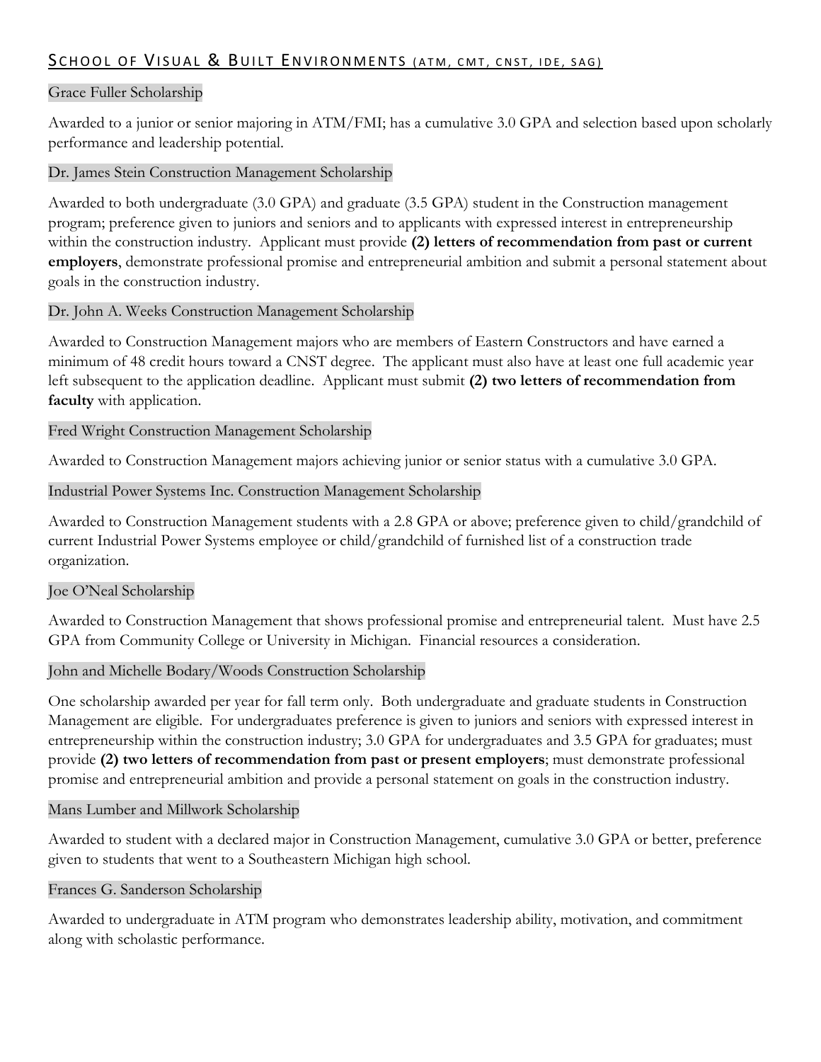## School of Visual & Built Environments (ATM, CMT, CNST, IDE, SAG)

### Grace Fuller Scholarship

Awarded to a junior or senior majoring in ATM/FMI; has a cumulative 3.0 GPA and selection based upon scholarly performance and leadership potential.

### Dr. James Stein Construction Management Scholarship

Awarded to both undergraduate (3.0 GPA) and graduate (3.5 GPA) student in the Construction management program; preference given to juniors and seniors and to applicants with expressed interest in entrepreneurship within the construction industry. Applicant must provide **(2) letters of recommendation from past or current employers**, demonstrate professional promise and entrepreneurial ambition and submit a personal statement about goals in the construction industry.

### Dr. John A. Weeks Construction Management Scholarship

Awarded to Construction Management majors who are members of Eastern Constructors and have earned a minimum of 48 credit hours toward a CNST degree. The applicant must also have at least one full academic year left subsequent to the application deadline. Applicant must submit **(2) two letters of recommendation from faculty** with application.

### Fred Wright Construction Management Scholarship

Awarded to Construction Management majors achieving junior or senior status with a cumulative 3.0 GPA.

### Industrial Power Systems Inc. Construction Management Scholarship

Awarded to Construction Management students with a 2.8 GPA or above; preference given to child/grandchild of current Industrial Power Systems employee or child/grandchild of furnished list of a construction trade organization.

### Joe O'Neal Scholarship

Awarded to Construction Management that shows professional promise and entrepreneurial talent. Must have 2.5 GPA from Community College or University in Michigan. Financial resources a consideration.

### John and Michelle Bodary/Woods Construction Scholarship

One scholarship awarded per year for fall term only. Both undergraduate and graduate students in Construction Management are eligible. For undergraduates preference is given to juniors and seniors with expressed interest in entrepreneurship within the construction industry; 3.0 GPA for undergraduates and 3.5 GPA for graduates; must provide **(2) two letters of recommendation from past or present employers**; must demonstrate professional promise and entrepreneurial ambition and provide a personal statement on goals in the construction industry.

### Mans Lumber and Millwork Scholarship

Awarded to student with a declared major in Construction Management, cumulative 3.0 GPA or better, preference given to students that went to a Southeastern Michigan high school.

### Frances G. Sanderson Scholarship

Awarded to undergraduate in ATM program who demonstrates leadership ability, motivation, and commitment along with scholastic performance.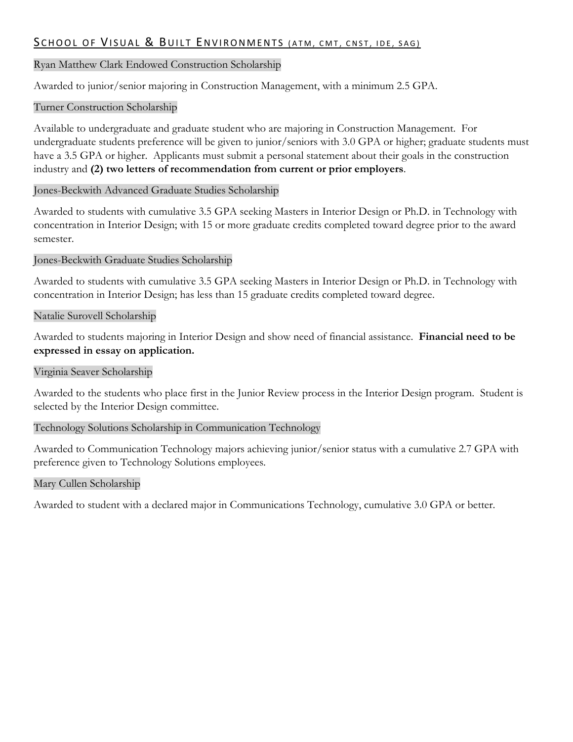## School of Visual & Built Environments (ATM, CMT, CNST, IDE, SAG)

### Ryan Matthew Clark Endowed Construction Scholarship

Awarded to junior/senior majoring in Construction Management, with a minimum 2.5 GPA.

### Turner Construction Scholarship

Available to undergraduate and graduate student who are majoring in Construction Management. For undergraduate students preference will be given to junior/seniors with 3.0 GPA or higher; graduate students must have a 3.5 GPA or higher. Applicants must submit a personal statement about their goals in the construction industry and **(2) two letters of recommendation from current or prior employers**.

### Jones-Beckwith Advanced Graduate Studies Scholarship

Awarded to students with cumulative 3.5 GPA seeking Masters in Interior Design or Ph.D. in Technology with concentration in Interior Design; with 15 or more graduate credits completed toward degree prior to the award semester.

### Jones-Beckwith Graduate Studies Scholarship

Awarded to students with cumulative 3.5 GPA seeking Masters in Interior Design or Ph.D. in Technology with concentration in Interior Design; has less than 15 graduate credits completed toward degree.

### Natalie Surovell Scholarship

Awarded to students majoring in Interior Design and show need of financial assistance. **Financial need to be expressed in essay on application.**

### Virginia Seaver Scholarship

Awarded to the students who place first in the Junior Review process in the Interior Design program. Student is selected by the Interior Design committee.

### Technology Solutions Scholarship in Communication Technology

Awarded to Communication Technology majors achieving junior/senior status with a cumulative 2.7 GPA with preference given to Technology Solutions employees.

### Mary Cullen Scholarship

Awarded to student with a declared major in Communications Technology, cumulative 3.0 GPA or better.